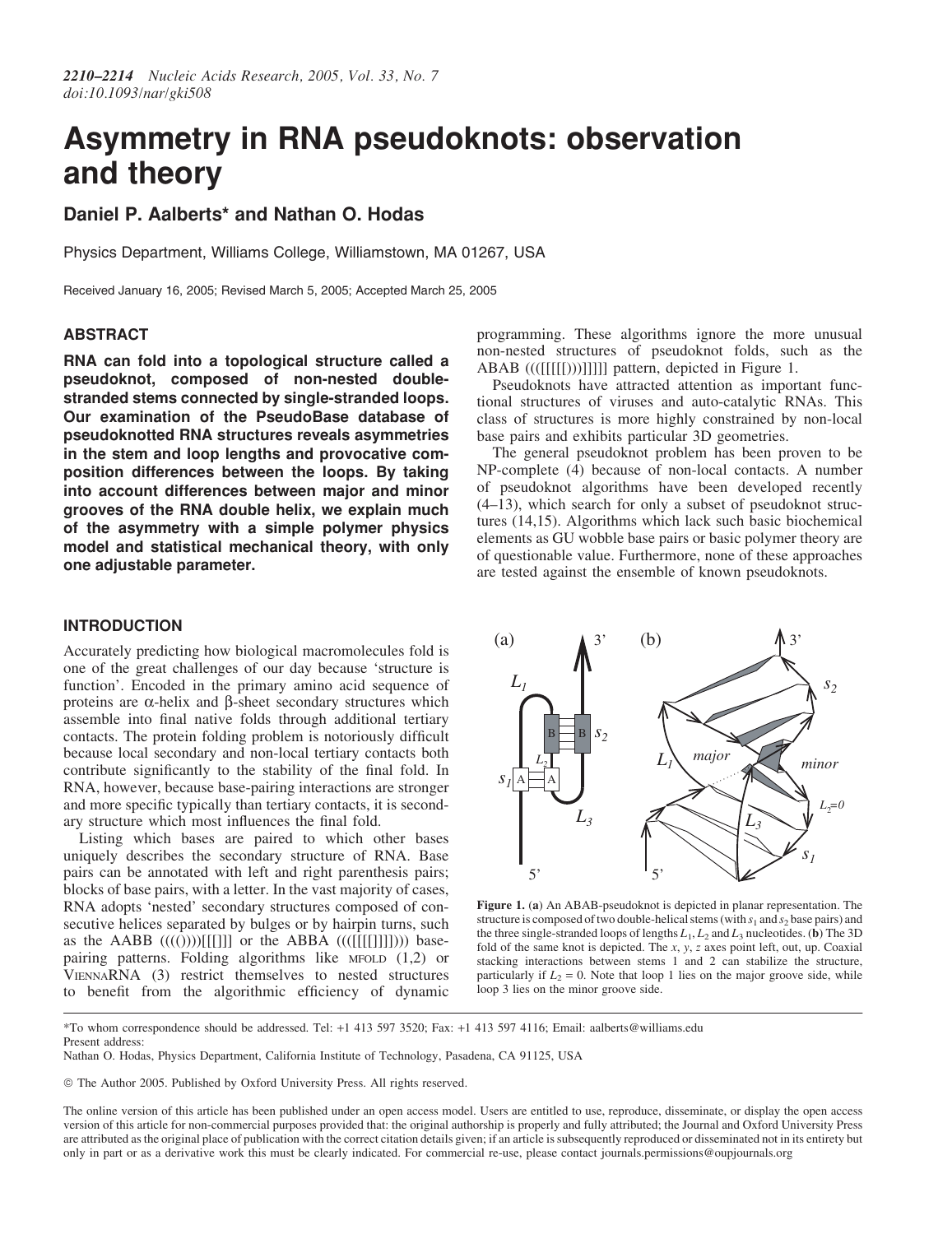# Asymmetry in RNA pseudoknots: observation and theory

**Daniel P. Aalberts\* and Nathan O. Hodas**

Physics Department, Williams College, Williamstown, MA 01267, USA

Received January 16, 2005; Revised March 5, 2005; Accepted March 25, 2005

## ABSTRACT

**RNA can fold into a topological structure called a pseudoknot, composed of non-nested double-stranded stems connected by single-stranded loops. Our examination of the PseudoBase database of pseudoknotted RNA structures reveals asymmetries in the stem and loop lengths and provocative composition differences between the loops. By taking into account differences between major and minor grooves of the RNA double helix, we explain much of the asymmetry with a simple polymer physics model and statistical mechanical theory, with only one adjustable parameter.**

## INTRODUCTION

Accurately predicting how biological macromolecules fold is one of the great challenges of our day because 'structure is function'. Encoded in the primary amino acid sequence of proteins are α-helix and β-sheet secondary structures which assemble into final native folds through additional tertiary contacts. The protein folding problem is notoriously difficult because local secondary and non-local tertiary contacts both contribute significantly to the stability of the final fold. In RNA, however, because base-pairing interactions are stronger and more specific typically than tertiary contacts, it is secondary structure which most influences the final fold.

Listing which bases are paired to which other bases uniquely describes the secondary structure of RNA. Base pairs can be annotated with left and right parenthesis pairs; blocks of base pairs, with a letter. In the vast majority of cases, RNA adopts 'nested' secondary structures composed of consecutive helices separated by bulges or by hairpin turns, such as the AABB ((((()))))[[[]]] or the ABBA ((([[[[]]]]))) base-pairing patterns. Folding algorithms like MFOLD (1,2) or VIENNARNA (3) restrict themselves to nested structures to benefit from the algorithmic efficiency of dynamic programming. These algorithms ignore the more unusual non-nested structures of pseudoknot folds, such as the ABAB ((([[[[)))]]]] pattern, depicted in Figure 1.

Pseudoknots have attracted attention as important functional structures of viruses and auto-catalytic RNAs. This class of structures is more highly constrained by non-local base pairs and exhibits particular 3D geometries.

The general pseudoknot problem has been proven to be NP-complete (4) because of non-local contacts. A number of pseudoknot algorithms have been developed recently (4–13), which search for only a subset of pseudoknot structures (14,15). Algorithms which lack such basic biochemical elements as GU wobble base pairs or basic polymer theory are of questionable value. Furthermore, none of these approaches are tested against the ensemble of known pseudoknots.

**Figure 1.** (**a**) An ABAB-pseudoknot is depicted in planar representation. The structure is composed of two double-helical stems (with $s_1$ and $s_2$ base pairs) and the three single-stranded loops of lengths $L_1$, $L_2$ and $L_3$ nucleotides. (**b**) The 3D fold of the same knot is depicted. The $x$, $y$, $z$ axes point left, out, up. Coaxial stacking interactions between stems 1 and 2 can stabilize the structure, particularly if $L_2 = 0$. Note that loop 1 lies on the major groove side, while loop 3 lies on the minor groove side.

\*To whom correspondence should be addressed. Tel: +1 413 597 3520; Fax: +1 413 597 4116; Email: aalberts@williams.edu
Present address:
Nathan O. Hodas, Physics Department, California Institute of Technology, Pasadena, CA 91125, USA

© The Author 2005. Published by Oxford University Press. All rights reserved.

The online version of this article has been published under an open access model. Users are entitled to use, reproduce, disseminate, or display the open access version of this article for non-commercial purposes provided that: the original authorship is properly and fully attributed; the Journal and Oxford University Press are attributed as the original place of publication with the correct citation details given; if an article is subsequently reproduced or disseminated not in its entirety but only in part or as a derivative work this must be clearly indicated. For commercial re-use, please contact journals.permissions@oupjournals.org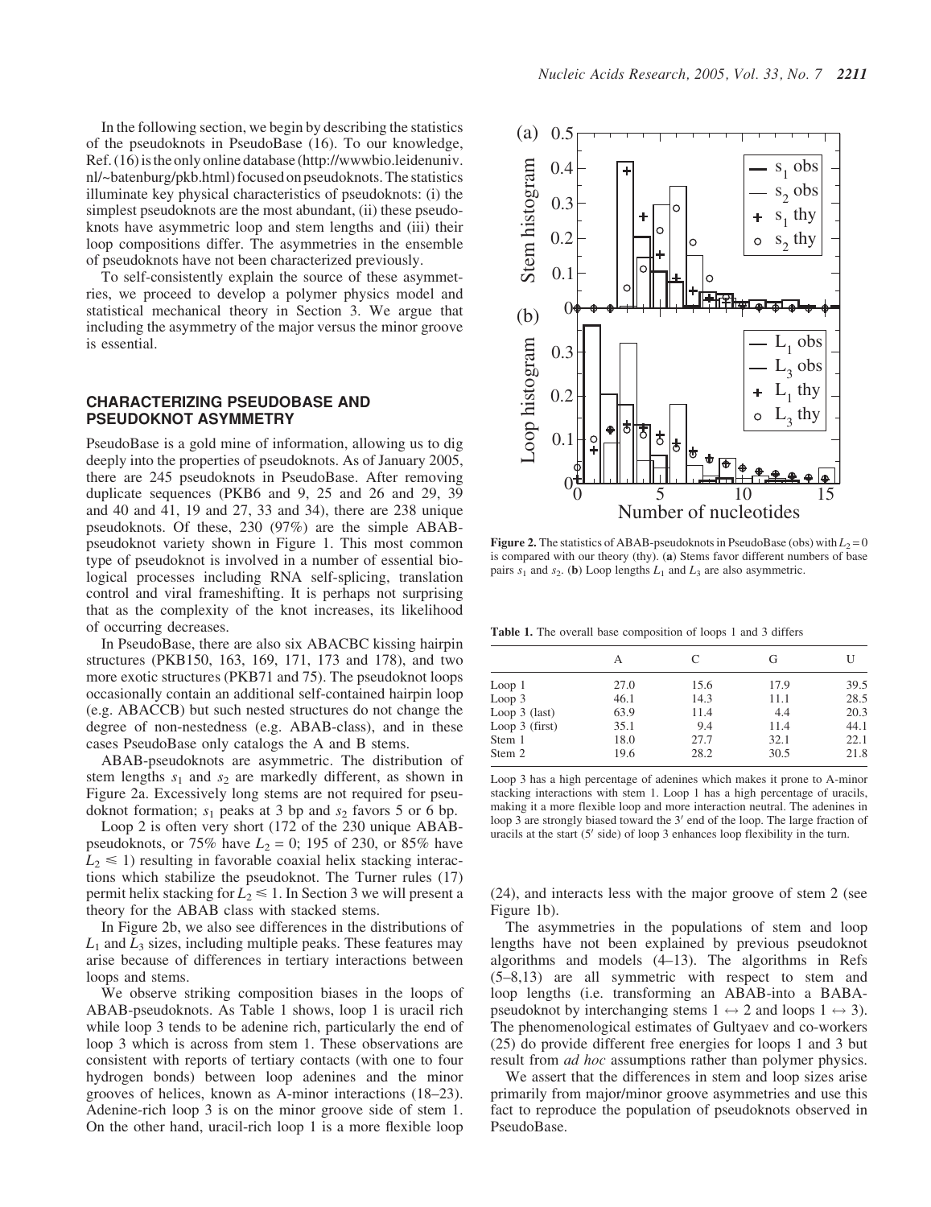In the following section, we begin by describing the statistics of the pseudoknots in PseudoBase (16). To our knowledge, Ref. (16) is the only online database (http://wwwbio.leidenuniv.nl/~batenburg/pkb.html) focused on pseudoknots. The statistics illuminate key physical characteristics of pseudoknots: (i) the simplest pseudoknots are the most abundant, (ii) these pseudoknots have asymmetric loop and stem lengths and (iii) their loop compositions differ. The asymmetries in the ensemble of pseudoknots have not been characterized previously.

To self-consistently explain the source of these asymmetries, we proceed to develop a polymer physics model and statistical mechanical theory in Section 3. We argue that including the asymmetry of the major versus the minor groove is essential.

## CHARACTERIZING PSEUDOBASE AND PSEUDOKNOT ASYMMETRY

PseudoBase is a gold mine of information, allowing us to dig deeply into the properties of pseudoknots. As of January 2005, there are 245 pseudoknots in PseudoBase. After removing duplicate sequences (PKB6 and 9, 25 and 26 and 29, 39 and 40 and 41, 19 and 27, 33 and 34), there are 238 unique pseudoknots. Of these, 230 (97%) are the simple ABAB-pseudoknot variety shown in Figure 1. This most common type of pseudoknot is involved in a number of essential biological processes including RNA self-splicing, translation control and viral frameshifting. It is perhaps not surprising that as the complexity of the knot increases, its likelihood of occurring decreases.

In PseudoBase, there are also six ABACBC kissing hairpin structures (PKB150, 163, 169, 171, 173 and 178), and two more exotic structures (PKB71 and 75). The pseudoknot loops occasionally contain an additional self-contained hairpin loop (e.g. ABACCB) but such nested structures do not change the degree of non-nestedness (e.g. ABAB-class), and in these cases PseudoBase only catalogs the A and B stems.

ABAB-pseudoknots are asymmetric. The distribution of stem lengths $s_1$ and $s_2$ are markedly different, as shown in Figure 2a. Excessively long stems are not required for pseudoknot formation; $s_1$ peaks at 3 bp and $s_2$ favors 5 or 6 bp.

Loop 2 is often very short (172 of the 230 unique ABAB-pseudoknots, or 75% have $L_2 = 0$; 195 of 230, or 85% have $L_2 \leq 1$) resulting in favorable coaxial helix stacking interactions which stabilize the pseudoknot. The Turner rules (17) permit helix stacking for $L_2 \leq 1$. In Section 3 we will present a theory for the ABAB class with stacked stems.

In Figure 2b, we also see differences in the distributions of $L_1$ and $L_3$ sizes, including multiple peaks. These features may arise because of differences in tertiary interactions between loops and stems.

We observe striking composition biases in the loops of ABAB-pseudoknots. As Table 1 shows, loop 1 is uracil rich while loop 3 tends to be adenine rich, particularly the end of loop 3 which is across from stem 1. These observations are consistent with reports of tertiary contacts (with one to four hydrogen bonds) between loop adenines and the minor grooves of helices, known as A-minor interactions (18–23). Adenine-rich loop 3 is on the minor groove side of stem 1. On the other hand, uracil-rich loop 1 is a more flexible loop (24), and interacts less with the major groove of stem 2 (see Figure 1b).

**Figure 2.** The statistics of ABAB-pseudoknots in PseudoBase (obs) with $L_2 = 0$ is compared with our theory (thy). (**a**) Stems favor different numbers of base pairs $s_1$ and $s_2$. (**b**) Loop lengths $L_1$ and $L_3$ are also asymmetric.

**Table 1.** The overall base composition of loops 1 and 3 differs

| | A | C | G | U |
|---|---|---|---|---|
| Loop 1 | 27.0 | 15.6 | 17.9 | 39.5 |
| Loop 3 | 46.1 | 14.3 | 11.1 | 28.5 |
| Loop 3 (last) | 63.9 | 11.4 | 4.4 | 20.3 |
| Loop 3 (first) | 35.1 | 9.4 | 11.4 | 44.1 |
| Stem 1 | 18.0 | 27.7 | 32.1 | 22.1 |
| Stem 2 | 19.6 | 28.2 | 30.5 | 21.8 |

Loop 3 has a high percentage of adenines which makes it prone to A-minor stacking interactions with stem 1. Loop 1 has a high percentage of uracils, making it a more flexible loop and more interaction neutral. The adenines in loop 3 are strongly biased toward the 3′ end of the loop. The large fraction of uracils at the start (5′ side) of loop 3 enhances loop flexibility in the turn.

The asymmetries in the populations of stem and loop lengths have not been explained by previous pseudoknot algorithms and models (4–13). The algorithms in Refs (5–8,13) are all symmetric with respect to stem and loop lengths (i.e. transforming an ABAB-into a BABA-pseudoknot by interchanging stems $1 \leftrightarrow 2$ and loops $1 \leftrightarrow 3$). The phenomenological estimates of Gultyaev and co-workers (25) do provide different free energies for loops 1 and 3 but result from *ad hoc* assumptions rather than polymer physics.

We assert that the differences in stem and loop sizes arise primarily from major/minor groove asymmetries and use this fact to reproduce the population of pseudoknots observed in PseudoBase.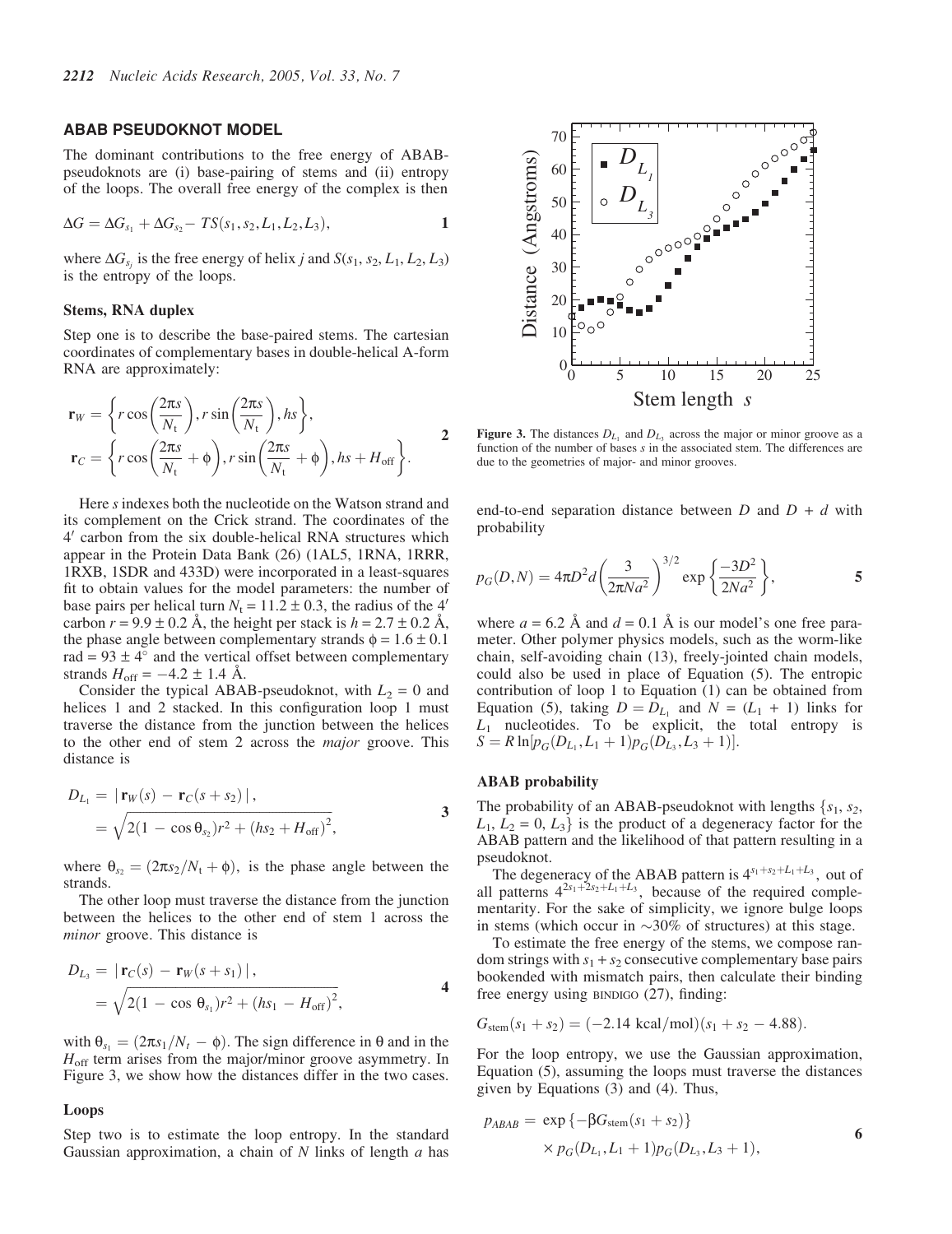## ABAB PSEUDOKNOT MODEL

The dominant contributions to the free energy of ABAB-pseudoknots are (i) base-pairing of stems and (ii) entropy of the loops. The overall free energy of the complex is then

$$\Delta G = \Delta G_{s_1} + \Delta G_{s_2} - TS(s_1, s_2, L_1, L_2, L_3), \tag{1}$$

where $\Delta G_{s_j}$ is the free energy of helix $j$ and $S(s_1, s_2, L_1, L_2, L_3)$ is the entropy of the loops.

### Stems, RNA duplex

Step one is to describe the base-paired stems. The cartesian coordinates of complementary bases in double-helical A-form RNA are approximately:

$$\mathbf{r}_W = \left\{ r\cos\left(\frac{2\pi s}{N_\mathrm{t}}\right), r\sin\left(\frac{2\pi s}{N_\mathrm{t}}\right), hs \right\},$$
$$\mathbf{r}_C = \left\{ r\cos\left(\frac{2\pi s}{N_\mathrm{t}} + \phi\right), r\sin\left(\frac{2\pi s}{N_\mathrm{t}} + \phi\right), hs + H_\mathrm{off} \right\}. \tag{2}$$

Here $s$ indexes both the nucleotide on the Watson strand and its complement on the Crick strand. The coordinates of the 4′ carbon from the six double-helical RNA structures which appear in the Protein Data Bank (26) (1AL5, 1RNA, 1RRR, 1RXB, 1SDR and 433D) were incorporated in a least-squares fit to obtain values for the model parameters: the number of base pairs per helical turn $N_\mathrm{t} = 11.2 \pm 0.3$, the radius of the 4′ carbon $r = 9.9 \pm 0.2$ Å, the height per stack is $h = 2.7 \pm 0.2$ Å, the phase angle between complementary strands $\phi = 1.6 \pm 0.1$ rad $= 93 \pm 4°$ and the vertical offset between complementary strands $H_\mathrm{off} = -4.2 \pm 1.4$ Å.

Consider the typical ABAB-pseudoknot, with $L_2 = 0$ and helices 1 and 2 stacked. In this configuration loop 1 must traverse the distance from the junction between the helices to the other end of stem 2 across the *major* groove. This distance is

$$D_{L_1} = |\mathbf{r}_W(s) - \mathbf{r}_C(s + s_2)|,$$
$$= \sqrt{2(1 - \cos\theta_{s_2})r^2 + (hs_2 + H_\mathrm{off})^2}, \tag{3}$$

where $\theta_{s_2} = (2\pi s_2/N_\mathrm{t} + \phi)$, is the phase angle between the strands.

The other loop must traverse the distance from the junction between the helices to the other end of stem 1 across the *minor* groove. This distance is

$$D_{L_3} = |\mathbf{r}_C(s) - \mathbf{r}_W(s + s_1)|,$$
$$= \sqrt{2(1 - \cos\theta_{s_1})r^2 + (hs_1 - H_\mathrm{off})^2}, \tag{4}$$

with $\theta_{s_1} = (2\pi s_1/N_t - \phi)$. The sign difference in $\theta$ and in the $H_\mathrm{off}$ term arises from the major/minor groove asymmetry. In Figure 3, we show how the distances differ in the two cases.

### Loops

Step two is to estimate the loop entropy. In the standard Gaussian approximation, a chain of $N$ links of length $a$ has end-to-end separation distance between $D$ and $D + d$ with probability

$$p_G(D, N) = 4\pi D^2 d \left(\frac{3}{2\pi N a^2}\right)^{3/2} \exp\left\{\frac{-3D^2}{2Na^2}\right\}, \tag{5}$$

where $a = 6.2$ Å and $d = 0.1$ Å is our model's one free parameter. Other polymer physics models, such as the worm-like chain, self-avoiding chain (13), freely-jointed chain models, could also be used in place of Equation (5). The entropic contribution of loop 1 to Equation (1) can be obtained from Equation (5), taking $D = D_{L_1}$ and $N = (L_1 + 1)$ links for $L_1$ nucleotides. To be explicit, the total entropy is $S = R\ln[p_G(D_{L_1}, L_1 + 1)p_G(D_{L_3}, L_3 + 1)]$.

**Figure 3.** The distances $D_{L_1}$ and $D_{L_3}$ across the major or minor groove as a function of the number of bases $s$ in the associated stem. The differences are due to the geometries of major- and minor grooves.

### ABAB probability

The probability of an ABAB-pseudoknot with lengths $\{s_1, s_2, L_1, L_2 = 0, L_3\}$ is the product of a degeneracy factor for the ABAB pattern and the likelihood of that pattern resulting in a pseudoknot.

The degeneracy of the ABAB pattern is $4^{s_1+s_2+L_1+L_3}$, out of all patterns $4^{2s_1+2s_2+L_1+L_3}$, because of the required complementarity. For the sake of simplicity, we ignore bulge loops in stems (which occur in ~30% of structures) at this stage.

To estimate the free energy of the stems, we compose random strings with $s_1 + s_2$ consecutive complementary base pairs bookended with mismatch pairs, then calculate their binding free energy using BINDIGO (27), finding:

$$G_\mathrm{stem}(s_1 + s_2) = (-2.14 \text{ kcal/mol})(s_1 + s_2 - 4.88).$$

For the loop entropy, we use the Gaussian approximation, Equation (5), assuming the loops must traverse the distances given by Equations (3) and (4). Thus,

$$p_{ABAB} = \exp\{-\beta G_\mathrm{stem}(s_1 + s_2)\}$$
$$\times\, p_G(D_{L_1}, L_1 + 1)p_G(D_{L_3}, L_3 + 1), \tag{6}$$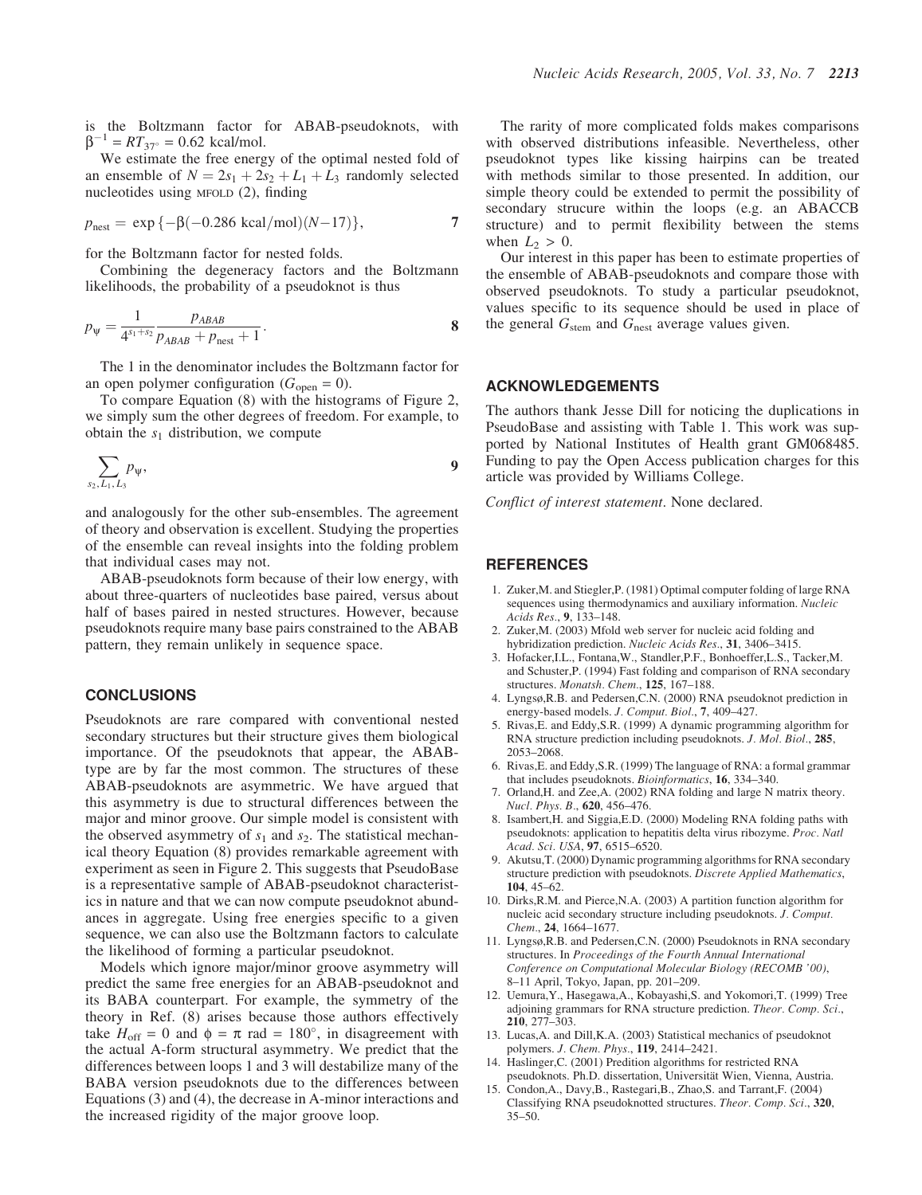is the Boltzmann factor for ABAB-pseudoknots, with $\beta^{-1} = RT_{37°} = 0.62$ kcal/mol.

We estimate the free energy of the optimal nested fold of an ensemble of $N = 2s_1 + 2s_2 + L_1 + L_3$ randomly selected nucleotides using MFOLD (2), finding

$$p_{\text{nest}} = \exp\{-\beta(-0.286 \text{ kcal/mol})(N-17)\}, \quad \mathbf{7}$$

for the Boltzmann factor for nested folds.

Combining the degeneracy factors and the Boltzmann likelihoods, the probability of a pseudoknot is thus

$$p_{\Psi} = \frac{1}{4^{s_1+s_2}} \frac{p_{ABAB}}{p_{ABAB} + p_{\text{nest}} + 1}. \quad \mathbf{8}$$

The 1 in the denominator includes the Boltzmann factor for an open polymer configuration ($G_{\text{open}} = 0$).

To compare Equation (8) with the histograms of Figure 2, we simply sum the other degrees of freedom. For example, to obtain the $s_1$ distribution, we compute

$$\sum_{s_2, L_1, L_3} p_{\Psi}, \quad \mathbf{9}$$

and analogously for the other sub-ensembles. The agreement of theory and observation is excellent. Studying the properties of the ensemble can reveal insights into the folding problem that individual cases may not.

ABAB-pseudoknots form because of their low energy, with about three-quarters of nucleotides base paired, versus about half of bases paired in nested structures. However, because pseudoknots require many base pairs constrained to the ABAB pattern, they remain unlikely in sequence space.

## CONCLUSIONS

Pseudoknots are rare compared with conventional nested secondary structures but their structure gives them biological importance. Of the pseudoknots that appear, the ABAB-type are by far the most common. The structures of these ABAB-pseudoknots are asymmetric. We have argued that this asymmetry is due to structural differences between the major and minor groove. Our simple model is consistent with the observed asymmetry of $s_1$ and $s_2$. The statistical mechanical theory Equation (8) provides remarkable agreement with experiment as seen in Figure 2. This suggests that PseudoBase is a representative sample of ABAB-pseudoknot characteristics in nature and that we can now compute pseudoknot abundances in aggregate. Using free energies specific to a given sequence, we can also use the Boltzmann factors to calculate the likelihood of forming a particular pseudoknot.

Models which ignore major/minor groove asymmetry will predict the same free energies for an ABAB-pseudoknot and its BABA counterpart. For example, the symmetry of the theory in Ref. (8) arises because those authors effectively take $H_{\text{off}} = 0$ and $\phi = \pi$ rad $= 180°$, in disagreement with the actual A-form structural asymmetry. We predict that the differences between loops 1 and 3 will destabilize many of the BABA version pseudoknots due to the differences between Equations (3) and (4), the decrease in A-minor interactions and the increased rigidity of the major groove loop.

The rarity of more complicated folds makes comparisons with observed distributions infeasible. Nevertheless, other pseudoknot types like kissing hairpins can be treated with methods similar to those presented. In addition, our simple theory could be extended to permit the possibility of secondary strucure within the loops (e.g. an ABACCB structure) and to permit flexibility between the stems when $L_2 > 0$.

Our interest in this paper has been to estimate properties of the ensemble of ABAB-pseudoknots and compare those with observed pseudoknots. To study a particular pseudoknot, values specific to its sequence should be used in place of the general $G_{\text{stem}}$ and $G_{\text{nest}}$ average values given.

## ACKNOWLEDGEMENTS

The authors thank Jesse Dill for noticing the duplications in PseudoBase and assisting with Table 1. This work was supported by National Institutes of Health grant GM068485. Funding to pay the Open Access publication charges for this article was provided by Williams College.

*Conflict of interest statement*. None declared.

## REFERENCES

1. Zuker,M. and Stiegler,P. (1981) Optimal computer folding of large RNA sequences using thermodynamics and auxiliary information. *Nucleic Acids Res.*, **9**, 133–148.
2. Zuker,M. (2003) Mfold web server for nucleic acid folding and hybridization prediction. *Nucleic Acids Res.*, **31**, 3406–3415.
3. Hofacker,I.L., Fontana,W., Standler,P.F., Bonhoeffer,L.S., Tacker,M. and Schuster,P. (1994) Fast folding and comparison of RNA secondary structures. *Monatsh. Chem.*, **125**, 167–188.
4. Lyngsø,R.B. and Pedersen,C.N. (2000) RNA pseudoknot prediction in energy-based models. *J. Comput. Biol.*, **7**, 409–427.
5. Rivas,E. and Eddy,S.R. (1999) A dynamic programming algorithm for RNA structure prediction including pseudoknots. *J. Mol. Biol.*, **285**, 2053–2068.
6. Rivas,E. and Eddy,S.R. (1999) The language of RNA: a formal grammar that includes pseudoknots. *Bioinformatics*, **16**, 334–340.
7. Orland,H. and Zee,A. (2002) RNA folding and large N matrix theory. *Nucl. Phys. B*, **620**, 456–476.
8. Isambert,H. and Siggia,E.D. (2000) Modeling RNA folding paths with pseudoknots: application to hepatitis delta virus ribozyme. *Proc. Natl Acad. Sci. USA*, **97**, 6515–6520.
9. Akutsu,T. (2000) Dynamic programming algorithms for RNA secondary structure prediction with pseudoknots. *Discrete Applied Mathematics*, **104**, 45–62.
10. Dirks,R.M. and Pierce,N.A. (2003) A partition function algorithm for nucleic acid secondary structure including pseudoknots. *J. Comput. Chem.*, **24**, 1664–1677.
11. Lyngsø,R.B. and Pedersen,C.N. (2000) Pseudoknots in RNA secondary structures. In *Proceedings of the Fourth Annual International Conference on Computational Molecular Biology (RECOMB '00)*, 8–11 April, Tokyo, Japan, pp. 201–209.
12. Uemura,Y., Hasegawa,A., Kobayashi,S. and Yokomori,T. (1999) Tree adjoining grammars for RNA structure prediction. *Theor. Comp. Sci.*, **210**, 277–303.
13. Lucas,A. and Dill,K.A. (2003) Statistical mechanics of pseudoknot polymers. *J. Chem. Phys.*, **119**, 2414–2421.
14. Haslinger,C. (2001) Predition algorithms for restricted RNA pseudoknots. Ph.D. dissertation, Universität Wien, Vienna, Austria.
15. Condon,A., Davy,B., Rastegari,B., Zhao,S. and Tarrant,F. (2004) Classifying RNA pseudoknotted structures. *Theor. Comp. Sci.*, **320**, 35–50.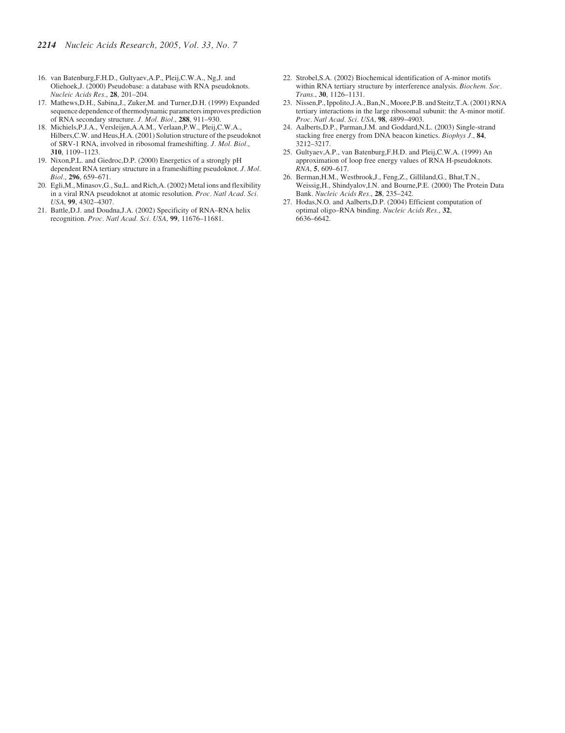16. van Batenburg,F.H.D., Gultyaev,A.P., Pleij,C.W.A., Ng,J. and Oliehoek,J. (2000) Pseudobase: a database with RNA pseudoknots. *Nucleic Acids Res.*, **28**, 201–204.
17. Mathews,D.H., Sabina,J., Zuker,M. and Turner,D.H. (1999) Expanded sequence dependence of thermodynamic parameters improves prediction of RNA secondary structure. *J. Mol. Biol.*, **288**, 911–930.
18. Michiels,P.J.A., Versleijen,A.A.M., Verlaan,P.W., Pleij,C.W.A., Hilbers,C.W. and Heus,H.A. (2001) Solution structure of the pseudoknot of SRV-1 RNA, involved in ribosomal frameshifting. *J. Mol. Biol.*, **310**, 1109–1123.
19. Nixon,P.L. and Giedroc,D.P. (2000) Energetics of a strongly pH dependent RNA tertiary structure in a frameshifting pseudoknot. *J. Mol. Biol.*, **296**, 659–671.
20. Egli,M., Minasov,G., Su,L. and Rich,A. (2002) Metal ions and flexibility in a viral RNA pseudoknot at atomic resolution. *Proc. Natl Acad. Sci. USA*, **99**, 4302–4307.
21. Battle,D.J. and Doudna,J.A. (2002) Specificity of RNA–RNA helix recognition. *Proc. Natl Acad. Sci. USA*, **99**, 11676–11681.
22. Strobel,S.A. (2002) Biochemical identification of A-minor motifs within RNA tertiary structure by interference analysis. *Biochem. Soc. Trans.*, **30**, 1126–1131.
23. Nissen,P., Ippolito,J.A., Ban,N., Moore,P.B. and Steitz,T.A. (2001) RNA tertiary interactions in the large ribosomal subunit: the A-minor motif. *Proc. Natl Acad. Sci. USA*, **98**, 4899–4903.
24. Aalberts,D.P., Parman,J.M. and Goddard,N.L. (2003) Single-strand stacking free energy from DNA beacon kinetics. *Biophys J.*, **84**, 3212–3217.
25. Gultyaev,A.P., van Batenburg,F.H.D. and Pleij,C.W.A. (1999) An approximation of loop free energy values of RNA H-pseudoknots. *RNA*, **5**, 609–617.
26. Berman,H.M., Westbrook,J., Feng,Z., Gilliland,G., Bhat,T.N., Weissig,H., Shindyalov,I.N. and Bourne,P.E. (2000) The Protein Data Bank. *Nucleic Acids Res.*, **28**, 235–242.
27. Hodas,N.O. and Aalberts,D.P. (2004) Efficient computation of optimal oligo–RNA binding. *Nucleic Acids Res.*, **32**, 6636–6642.